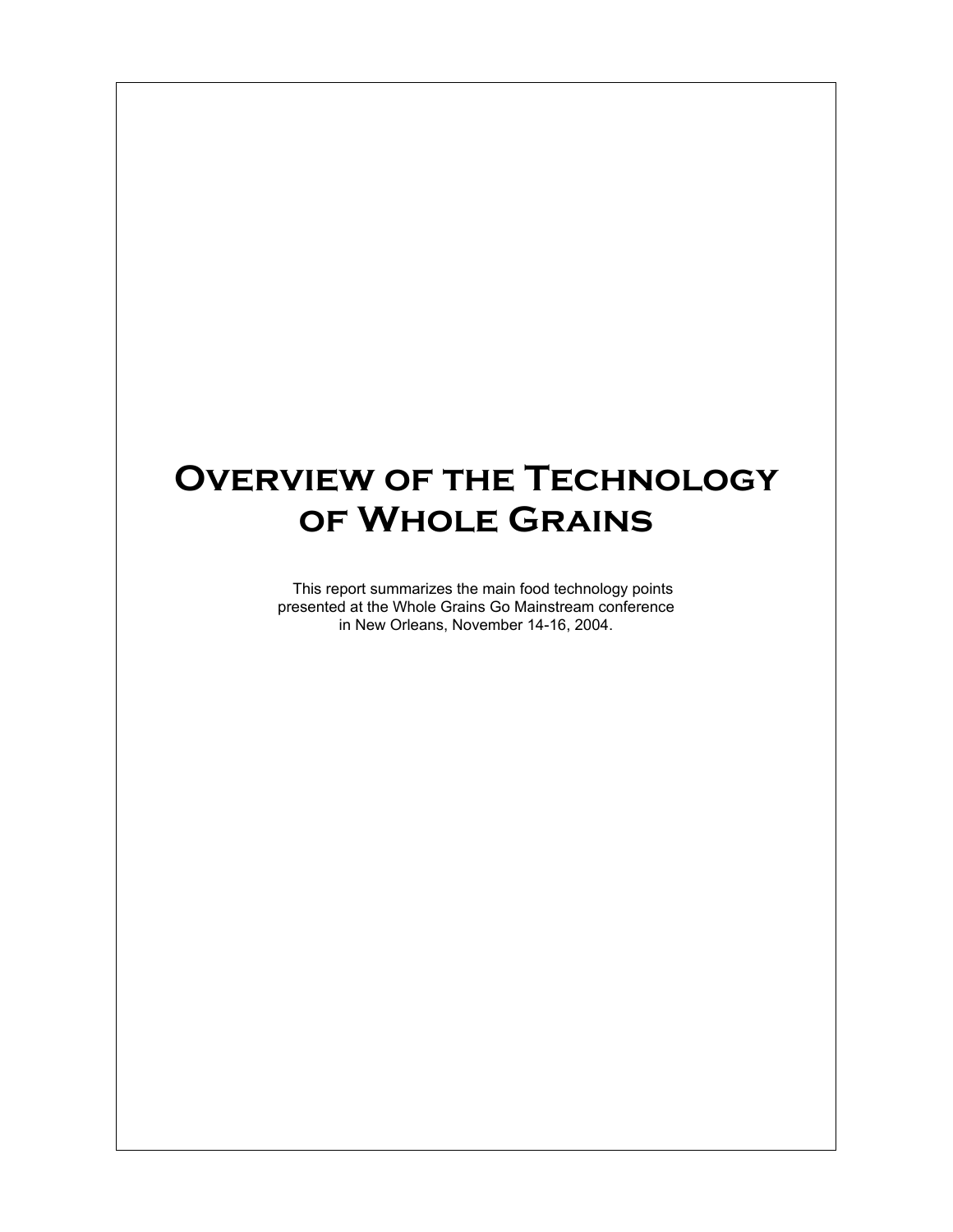# Overview of the Technology of Whole Grains

This report summarizes the main food technology points presented at the Whole Grains Go Mainstream conference in New Orleans, November 14-16, 2004.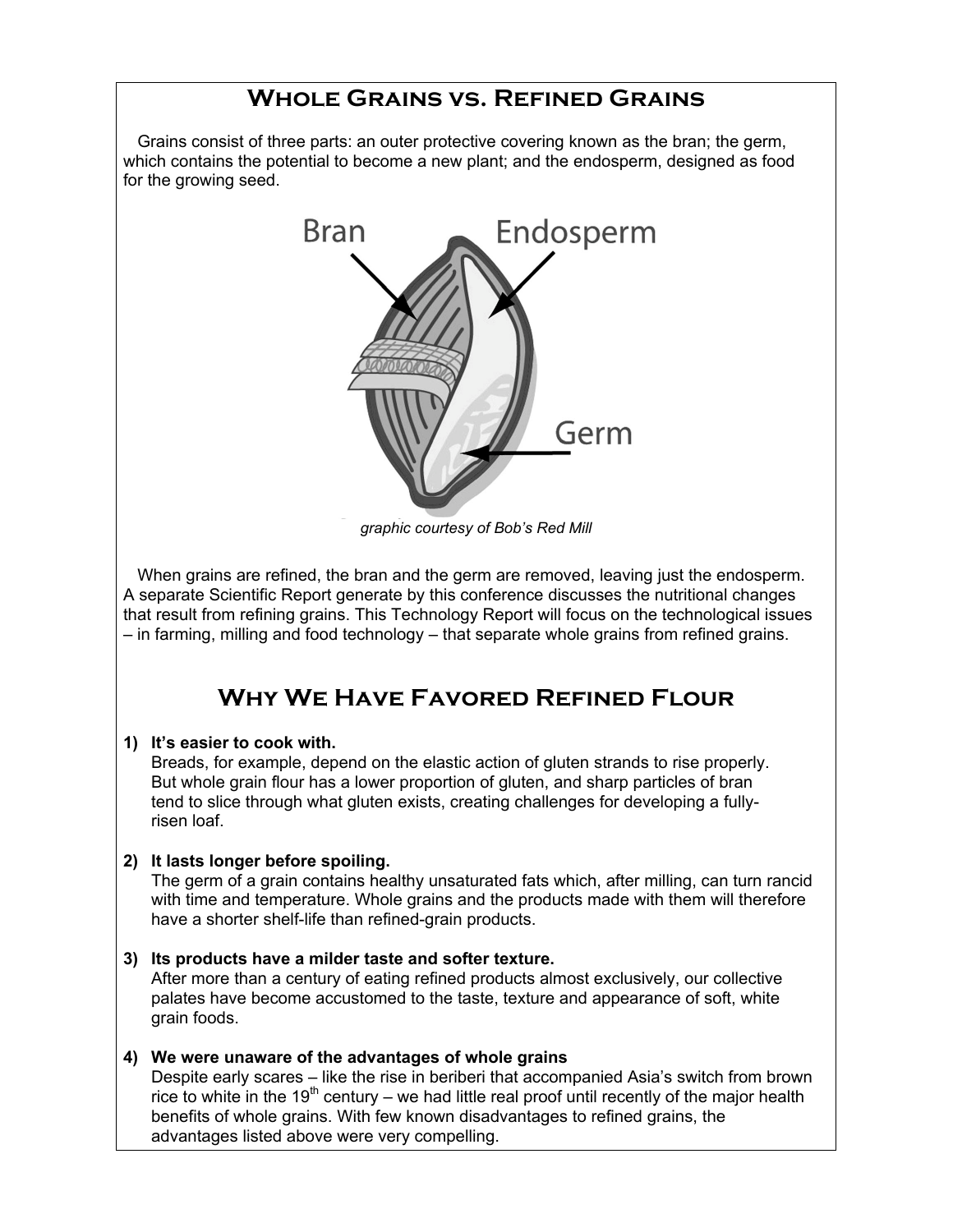## Whole Grains vs. Refined Grains

Grains consist of three parts: an outer protective covering known as the bran; the germ, which contains the potential to become a new plant; and the endosperm, designed as food for the growing seed.

*graphic courtesy of Bob's Red Mill*

When grains are refined, the bran and the germ are removed, leaving just the endosperm. A separate Scientific Report generate by this conference discusses the nutritional changes that result from refining grains. This Technology Report will focus on the technological issues – in farming, milling and food technology – that separate whole grains from refined grains.

## Why We Have Favored Refined Flour

1) **It's easier to cook with.**
   Breads, for example, depend on the elastic action of gluten strands to rise properly. But whole grain flour has a lower proportion of gluten, and sharp particles of bran tend to slice through what gluten exists, creating challenges for developing a fully-risen loaf.

2) **It lasts longer before spoiling.**
   The germ of a grain contains healthy unsaturated fats which, after milling, can turn rancid with time and temperature. Whole grains and the products made with them will therefore have a shorter shelf-life than refined-grain products.

3) **Its products have a milder taste and softer texture.**
   After more than a century of eating refined products almost exclusively, our collective palates have become accustomed to the taste, texture and appearance of soft, white grain foods.

4) **We were unaware of the advantages of whole grains**
   Despite early scares – like the rise in beriberi that accompanied Asia's switch from brown rice to white in the 19th century – we had little real proof until recently of the major health benefits of whole grains. With few known disadvantages to refined grains, the advantages listed above were very compelling.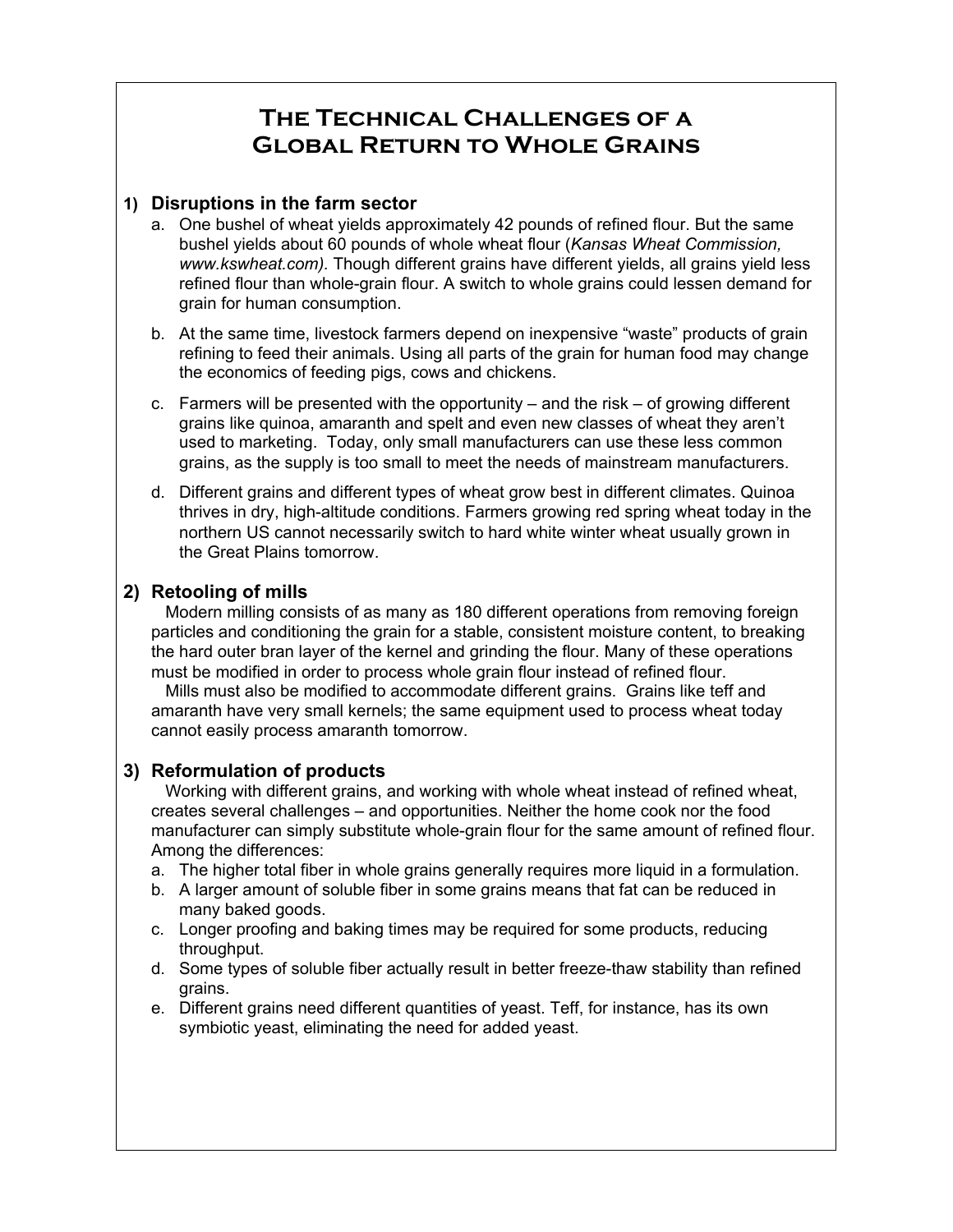# The Technical Challenges of a Global Return to Whole Grains

## 1) Disruptions in the farm sector

a. One bushel of wheat yields approximately 42 pounds of refined flour. But the same bushel yields about 60 pounds of whole wheat flour (*Kansas Wheat Commission, www.kswheat.com).* Though different grains have different yields, all grains yield less refined flour than whole-grain flour. A switch to whole grains could lessen demand for grain for human consumption.

b. At the same time, livestock farmers depend on inexpensive "waste" products of grain refining to feed their animals. Using all parts of the grain for human food may change the economics of feeding pigs, cows and chickens.

c. Farmers will be presented with the opportunity – and the risk – of growing different grains like quinoa, amaranth and spelt and even new classes of wheat they aren't used to marketing. Today, only small manufacturers can use these less common grains, as the supply is too small to meet the needs of mainstream manufacturers.

d. Different grains and different types of wheat grow best in different climates. Quinoa thrives in dry, high-altitude conditions. Farmers growing red spring wheat today in the northern US cannot necessarily switch to hard white winter wheat usually grown in the Great Plains tomorrow.

## 2) Retooling of mills

Modern milling consists of as many as 180 different operations from removing foreign particles and conditioning the grain for a stable, consistent moisture content, to breaking the hard outer bran layer of the kernel and grinding the flour. Many of these operations must be modified in order to process whole grain flour instead of refined flour.

Mills must also be modified to accommodate different grains. Grains like teff and amaranth have very small kernels; the same equipment used to process wheat today cannot easily process amaranth tomorrow.

## 3) Reformulation of products

Working with different grains, and working with whole wheat instead of refined wheat, creates several challenges – and opportunities. Neither the home cook nor the food manufacturer can simply substitute whole-grain flour for the same amount of refined flour. Among the differences:

a. The higher total fiber in whole grains generally requires more liquid in a formulation.

b. A larger amount of soluble fiber in some grains means that fat can be reduced in many baked goods.

c. Longer proofing and baking times may be required for some products, reducing throughput.

d. Some types of soluble fiber actually result in better freeze-thaw stability than refined grains.

e. Different grains need different quantities of yeast. Teff, for instance, has its own symbiotic yeast, eliminating the need for added yeast.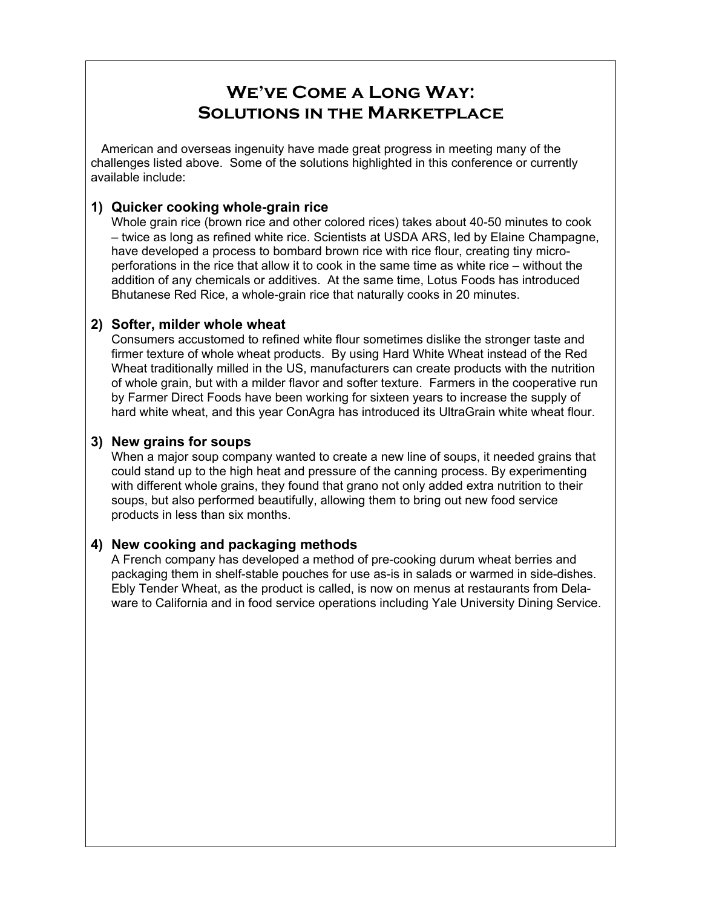# We've Come a Long Way: Solutions in the Marketplace

American and overseas ingenuity have made great progress in meeting many of the challenges listed above. Some of the solutions highlighted in this conference or currently available include:

1) **Quicker cooking whole-grain rice**
   Whole grain rice (brown rice and other colored rices) takes about 40-50 minutes to cook – twice as long as refined white rice. Scientists at USDA ARS, led by Elaine Champagne, have developed a process to bombard brown rice with rice flour, creating tiny micro-perforations in the rice that allow it to cook in the same time as white rice – without the addition of any chemicals or additives. At the same time, Lotus Foods has introduced Bhutanese Red Rice, a whole-grain rice that naturally cooks in 20 minutes.

2) **Softer, milder whole wheat**
   Consumers accustomed to refined white flour sometimes dislike the stronger taste and firmer texture of whole wheat products. By using Hard White Wheat instead of the Red Wheat traditionally milled in the US, manufacturers can create products with the nutrition of whole grain, but with a milder flavor and softer texture. Farmers in the cooperative run by Farmer Direct Foods have been working for sixteen years to increase the supply of hard white wheat, and this year ConAgra has introduced its UltraGrain white wheat flour.

3) **New grains for soups**
   When a major soup company wanted to create a new line of soups, it needed grains that could stand up to the high heat and pressure of the canning process. By experimenting with different whole grains, they found that grano not only added extra nutrition to their soups, but also performed beautifully, allowing them to bring out new food service products in less than six months.

4) **New cooking and packaging methods**
   A French company has developed a method of pre-cooking durum wheat berries and packaging them in shelf-stable pouches for use as-is in salads or warmed in side-dishes. Ebly Tender Wheat, as the product is called, is now on menus at restaurants from Delaware to California and in food service operations including Yale University Dining Service.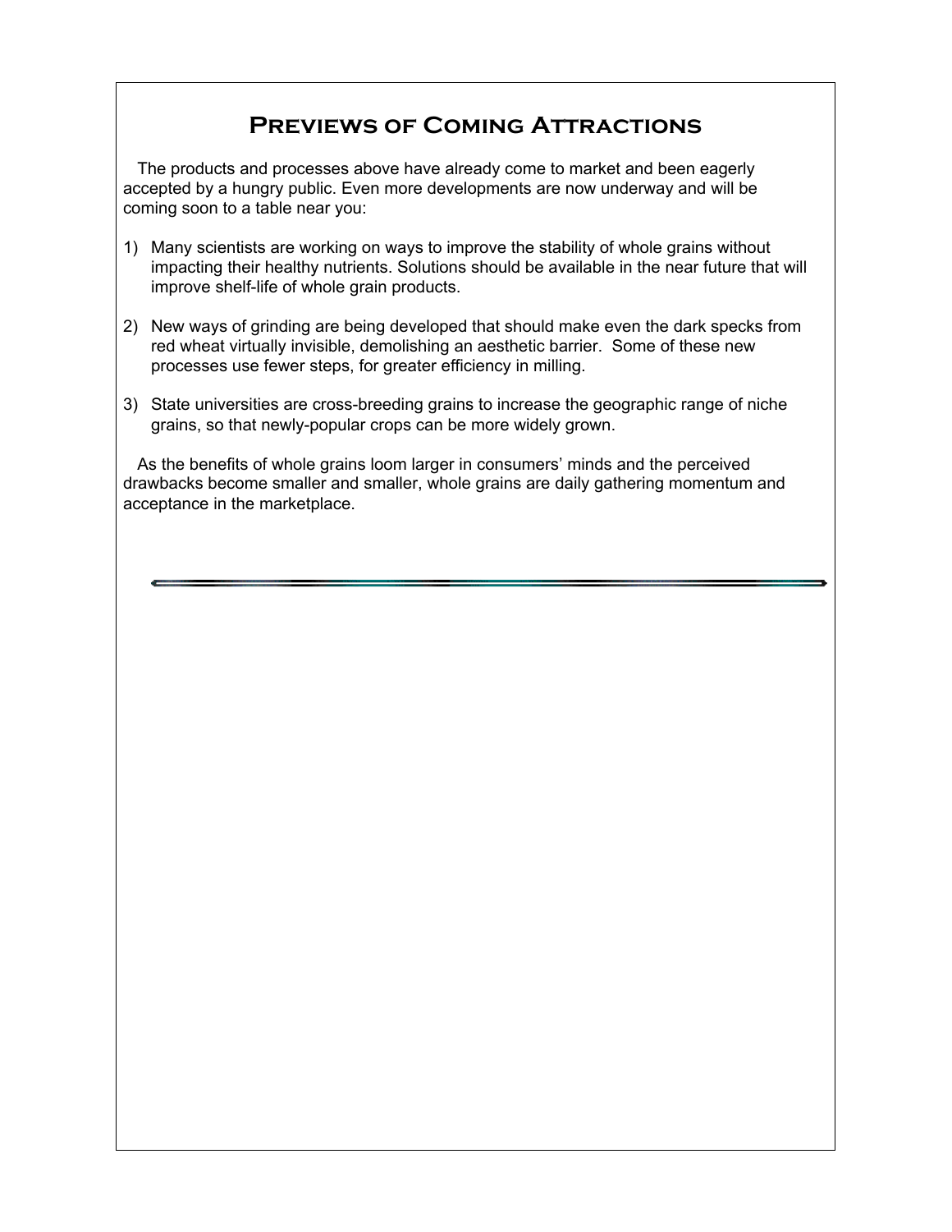## Previews of Coming Attractions

The products and processes above have already come to market and been eagerly accepted by a hungry public. Even more developments are now underway and will be coming soon to a table near you:

1) Many scientists are working on ways to improve the stability of whole grains without impacting their healthy nutrients. Solutions should be available in the near future that will improve shelf-life of whole grain products.

2) New ways of grinding are being developed that should make even the dark specks from red wheat virtually invisible, demolishing an aesthetic barrier. Some of these new processes use fewer steps, for greater efficiency in milling.

3) State universities are cross-breeding grains to increase the geographic range of niche grains, so that newly-popular crops can be more widely grown.

As the benefits of whole grains loom larger in consumers' minds and the perceived drawbacks become smaller and smaller, whole grains are daily gathering momentum and acceptance in the marketplace.